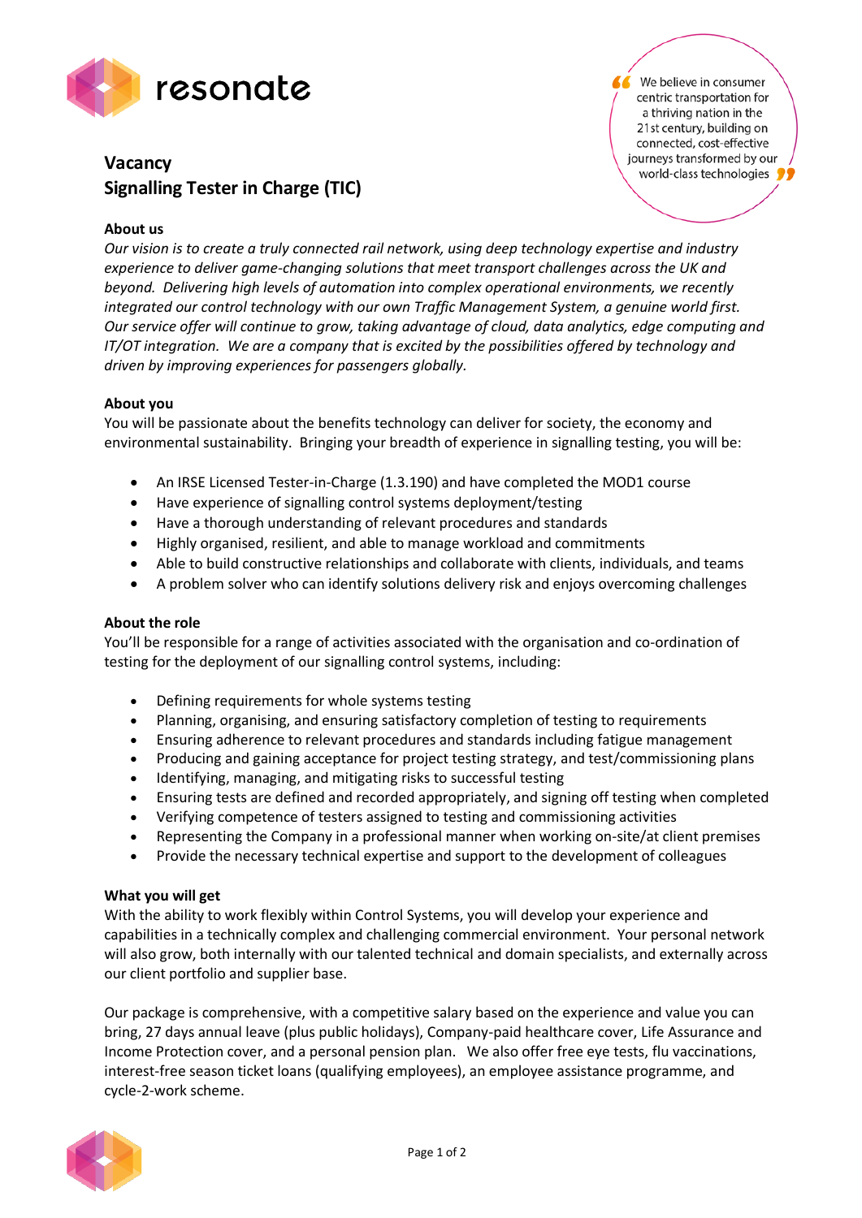resonate

> We believe in consumer centric transportation for a thriving nation in the 21st century, building on connected, cost-effective journeys transformed by our world-class technologies

## Vacancy
## Signalling Tester in Charge (TIC)

**About us**

*Our vision is to create a truly connected rail network, using deep technology expertise and industry experience to deliver game-changing solutions that meet transport challenges across the UK and beyond. Delivering high levels of automation into complex operational environments, we recently integrated our control technology with our own Traffic Management System, a genuine world first. Our service offer will continue to grow, taking advantage of cloud, data analytics, edge computing and IT/OT integration. We are a company that is excited by the possibilities offered by technology and driven by improving experiences for passengers globally.*

**About you**

You will be passionate about the benefits technology can deliver for society, the economy and environmental sustainability. Bringing your breadth of experience in signalling testing, you will be:

- An IRSE Licensed Tester-in-Charge (1.3.190) and have completed the MOD1 course
- Have experience of signalling control systems deployment/testing
- Have a thorough understanding of relevant procedures and standards
- Highly organised, resilient, and able to manage workload and commitments
- Able to build constructive relationships and collaborate with clients, individuals, and teams
- A problem solver who can identify solutions delivery risk and enjoys overcoming challenges

**About the role**

You'll be responsible for a range of activities associated with the organisation and co-ordination of testing for the deployment of our signalling control systems, including:

- Defining requirements for whole systems testing
- Planning, organising, and ensuring satisfactory completion of testing to requirements
- Ensuring adherence to relevant procedures and standards including fatigue management
- Producing and gaining acceptance for project testing strategy, and test/commissioning plans
- Identifying, managing, and mitigating risks to successful testing
- Ensuring tests are defined and recorded appropriately, and signing off testing when completed
- Verifying competence of testers assigned to testing and commissioning activities
- Representing the Company in a professional manner when working on-site/at client premises
- Provide the necessary technical expertise and support to the development of colleagues

**What you will get**

With the ability to work flexibly within Control Systems, you will develop your experience and capabilities in a technically complex and challenging commercial environment. Your personal network will also grow, both internally with our talented technical and domain specialists, and externally across our client portfolio and supplier base.

Our package is comprehensive, with a competitive salary based on the experience and value you can bring, 27 days annual leave (plus public holidays), Company-paid healthcare cover, Life Assurance and Income Protection cover, and a personal pension plan. We also offer free eye tests, flu vaccinations, interest-free season ticket loans (qualifying employees), an employee assistance programme, and cycle-2-work scheme.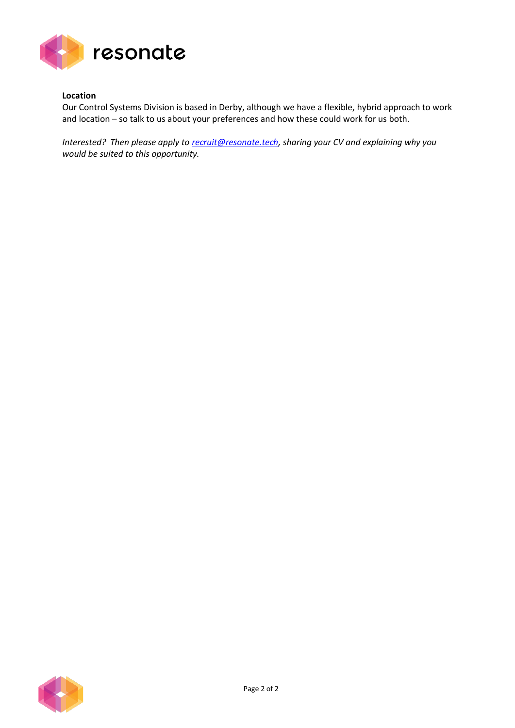**Location**

Our Control Systems Division is based in Derby, although we have a flexible, hybrid approach to work and location – so talk to us about your preferences and how these could work for us both.

*Interested? Then please apply to [recruit@resonate.tech](mailto:recruit@resonate.tech), sharing your CV and explaining why you would be suited to this opportunity.*